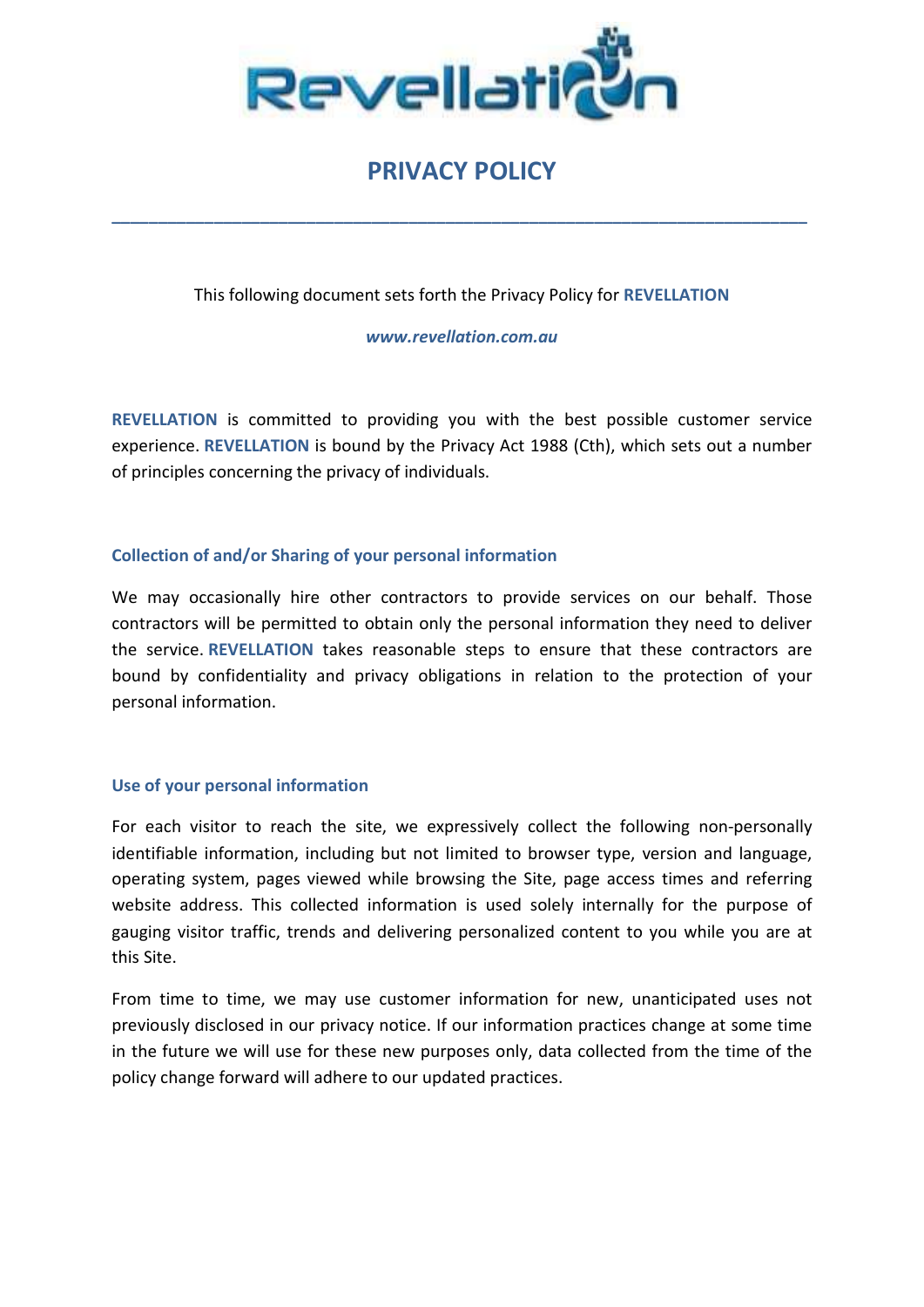Revellation

# PRIVACY POLICY

---

This following document sets forth the Privacy Policy for **REVELLATION**

***www.revellation.com.au***

**REVELLATION** is committed to providing you with the best possible customer service experience. **REVELLATION** is bound by the Privacy Act 1988 (Cth), which sets out a number of principles concerning the privacy of individuals.

## Collection of and/or Sharing of your personal information

We may occasionally hire other contractors to provide services on our behalf. Those contractors will be permitted to obtain only the personal information they need to deliver the service. **REVELLATION** takes reasonable steps to ensure that these contractors are bound by confidentiality and privacy obligations in relation to the protection of your personal information.

## Use of your personal information

For each visitor to reach the site, we expressively collect the following non-personally identifiable information, including but not limited to browser type, version and language, operating system, pages viewed while browsing the Site, page access times and referring website address. This collected information is used solely internally for the purpose of gauging visitor traffic, trends and delivering personalized content to you while you are at this Site.

From time to time, we may use customer information for new, unanticipated uses not previously disclosed in our privacy notice. If our information practices change at some time in the future we will use for these new purposes only, data collected from the time of the policy change forward will adhere to our updated practices.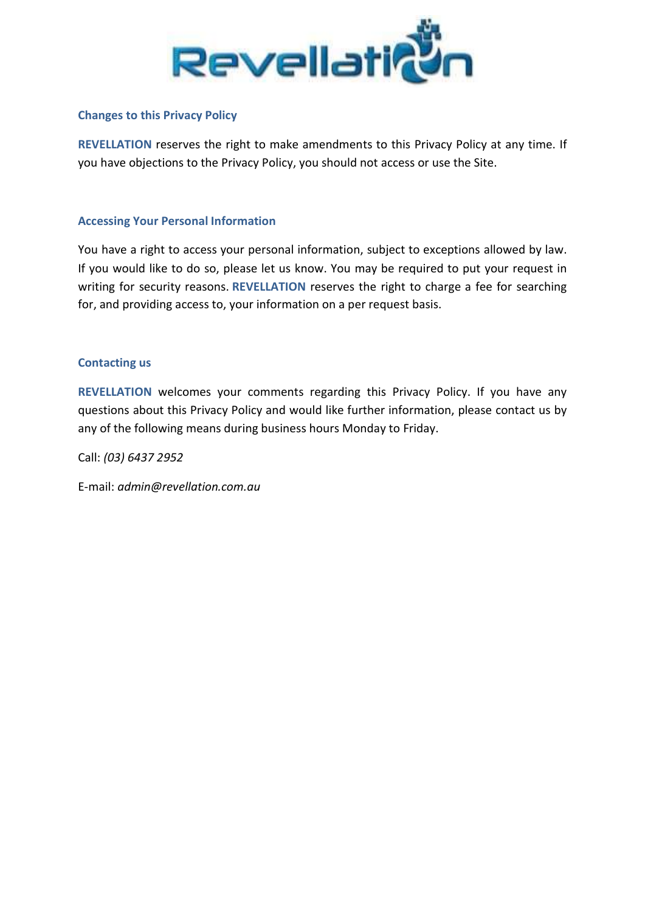### Changes to this Privacy Policy

**REVELLATION** reserves the right to make amendments to this Privacy Policy at any time. If you have objections to the Privacy Policy, you should not access or use the Site.

### Accessing Your Personal Information

You have a right to access your personal information, subject to exceptions allowed by law. If you would like to do so, please let us know. You may be required to put your request in writing for security reasons. **REVELLATION** reserves the right to charge a fee for searching for, and providing access to, your information on a per request basis.

### Contacting us

**REVELLATION** welcomes your comments regarding this Privacy Policy. If you have any questions about this Privacy Policy and would like further information, please contact us by any of the following means during business hours Monday to Friday.

Call: *(03) 6437 2952*

E-mail: *admin@revellation.com.au*